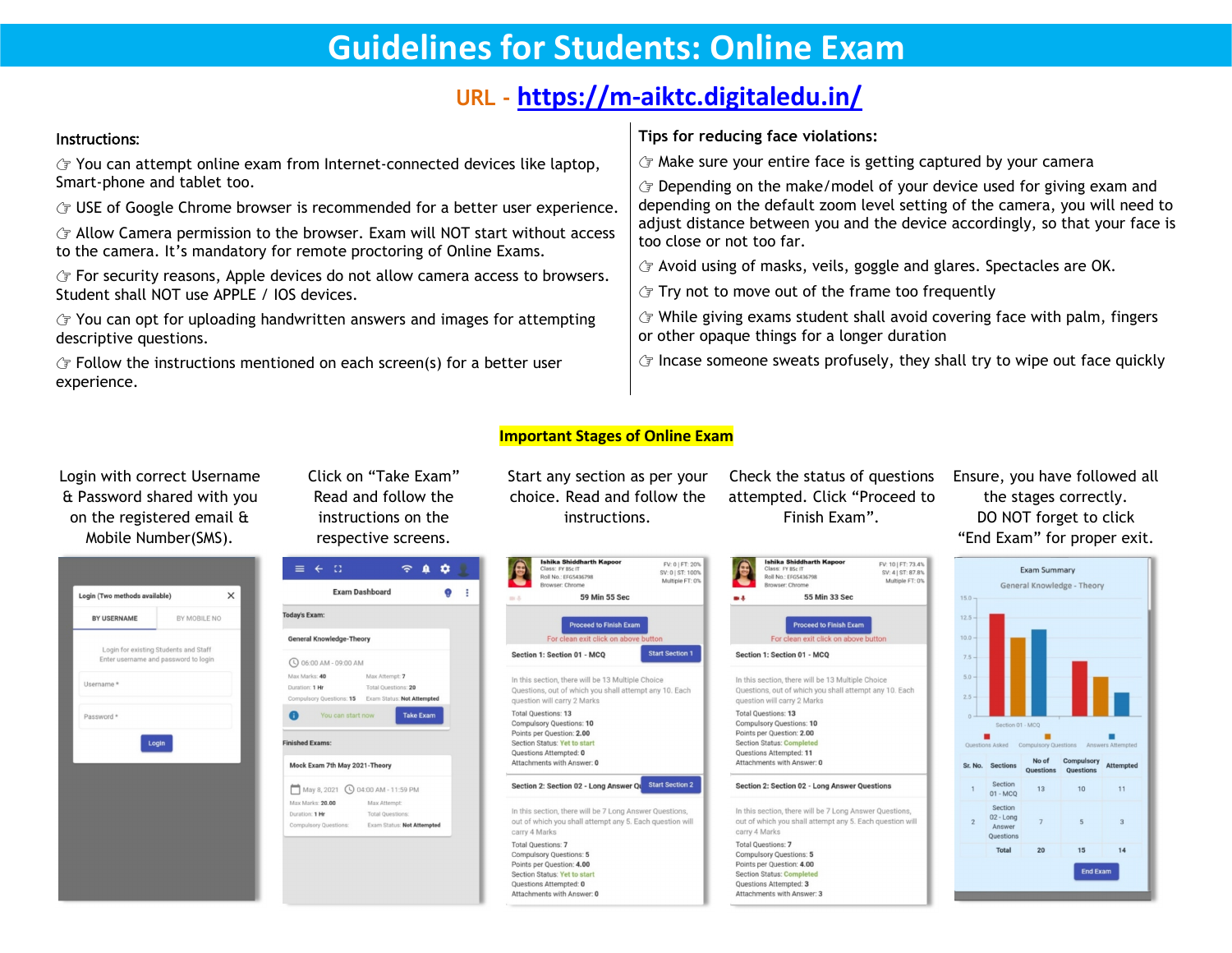# Guidelines for Students: Online Exam

URL - https://m-aiktc.digitaledu.in/

**Instructions:**

☞ You can attempt online exam from Internet-connected devices like laptop, Smart-phone and tablet too.

☞ USE of Google Chrome browser is recommended for a better user experience.

☞ Allow Camera permission to the browser. Exam will NOT start without access to the camera. It's mandatory for remote proctoring of Online Exams.

☞ For security reasons, Apple devices do not allow camera access to browsers. Student shall NOT use APPLE / IOS devices.

☞ You can opt for uploading handwritten answers and images for attempting descriptive questions.

☞ Follow the instructions mentioned on each screen(s) for a better user experience.

**Tips for reducing face violations:**

☞ Make sure your entire face is getting captured by your camera

☞ Depending on the make/model of your device used for giving exam and depending on the default zoom level setting of the camera, you will need to adjust distance between you and the device accordingly, so that your face is too close or not too far.

☞ Avoid using of masks, veils, goggle and glares. Spectacles are OK.

☞ Try not to move out of the frame too frequently

☞ While giving exams student shall avoid covering face with palm, fingers or other opaque things for a longer duration

☞ Incase someone sweats profusely, they shall try to wipe out face quickly

## Important Stages of Online Exam

1. Login with correct Username & Password shared with you on the registered email & Mobile Number(SMS).
2. Click on "Take Exam" Read and follow the instructions on the respective screens.
3. Start any section as per your choice. Read and follow the instructions.
4. Check the status of questions attempted. Click "Proceed to Finish Exam".
5. Ensure, you have followed all the stages correctly. DO NOT forget to click "End Exam" for proper exit.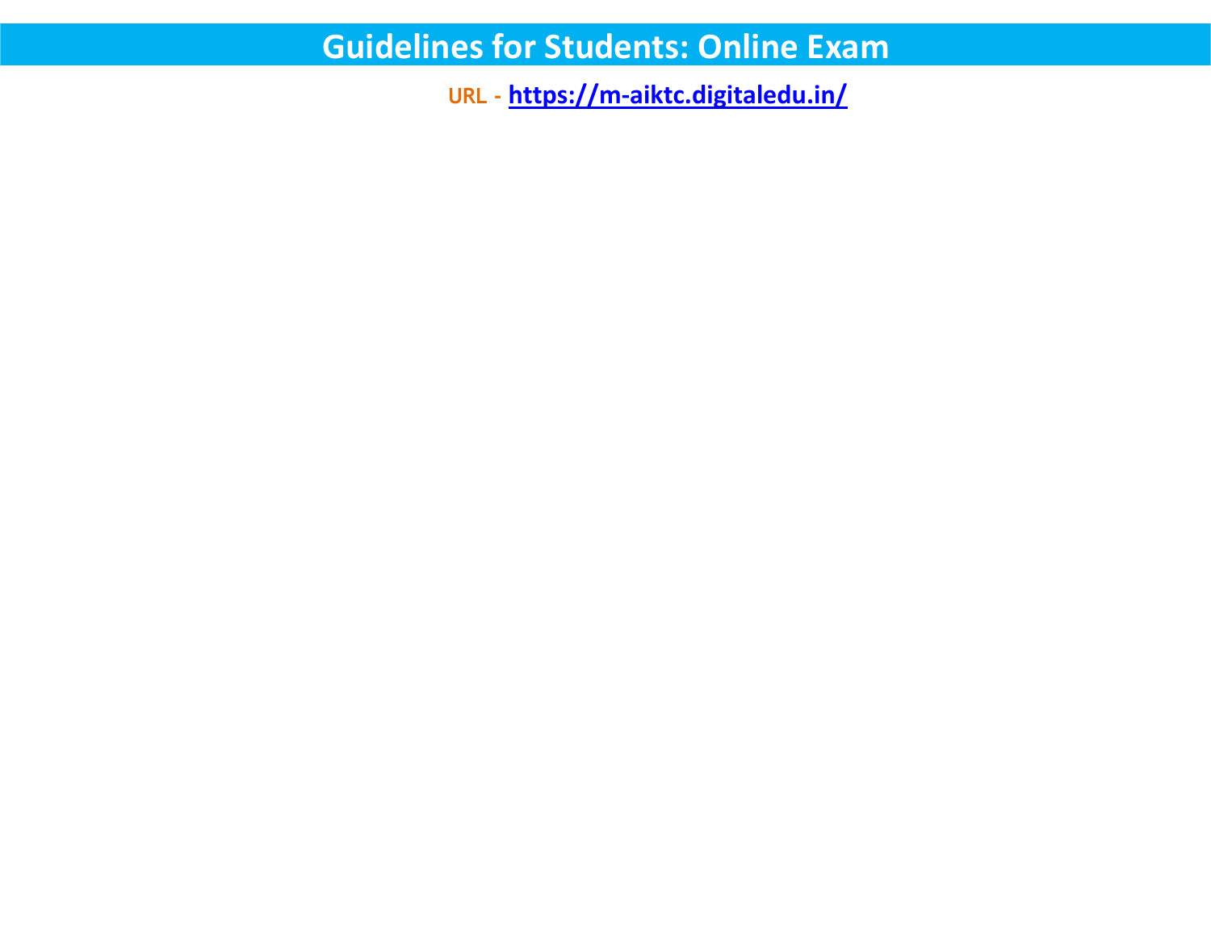# Guidelines for Students: Online Exam

URL - [https://m-aiktc.digitaledu.in/](https://m-aiktc.digitaledu.in/)